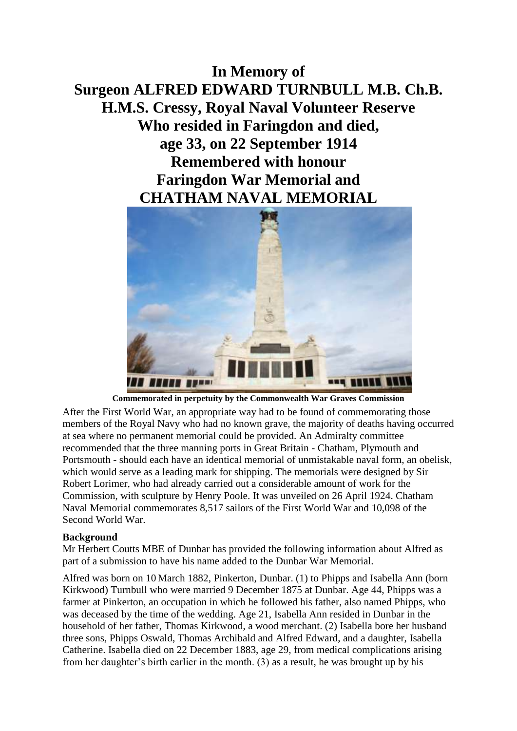# In Memory of
# Surgeon ALFRED EDWARD TURNBULL M.B. Ch.B.
# H.M.S. Cressy, Royal Naval Volunteer Reserve
# Who resided in Faringdon and died,
# age 33, on 22 September 1914
# Remembered with honour
# Faringdon War Memorial and
# CHATHAM NAVAL MEMORIAL

**Commemorated in perpetuity by the Commonwealth War Graves Commission**

After the First World War, an appropriate way had to be found of commemorating those members of the Royal Navy who had no known grave, the majority of deaths having occurred at sea where no permanent memorial could be provided. An Admiralty committee recommended that the three manning ports in Great Britain - Chatham, Plymouth and Portsmouth - should each have an identical memorial of unmistakable naval form, an obelisk, which would serve as a leading mark for shipping. The memorials were designed by Sir Robert Lorimer, who had already carried out a considerable amount of work for the Commission, with sculpture by Henry Poole. It was unveiled on 26 April 1924. Chatham Naval Memorial commemorates 8,517 sailors of the First World War and 10,098 of the Second World War.

**Background**

Mr Herbert Coutts MBE of Dunbar has provided the following information about Alfred as part of a submission to have his name added to the Dunbar War Memorial.

Alfred was born on 10 March 1882, Pinkerton, Dunbar. (1) to Phipps and Isabella Ann (born Kirkwood) Turnbull who were married 9 December 1875 at Dunbar. Age 44, Phipps was a farmer at Pinkerton, an occupation in which he followed his father, also named Phipps, who was deceased by the time of the wedding. Age 21, Isabella Ann resided in Dunbar in the household of her father, Thomas Kirkwood, a wood merchant. (2) Isabella bore her husband three sons, Phipps Oswald, Thomas Archibald and Alfred Edward, and a daughter, Isabella Catherine. Isabella died on 22 December 1883, age 29, from medical complications arising from her daughter's birth earlier in the month. (3) as a result, he was brought up by his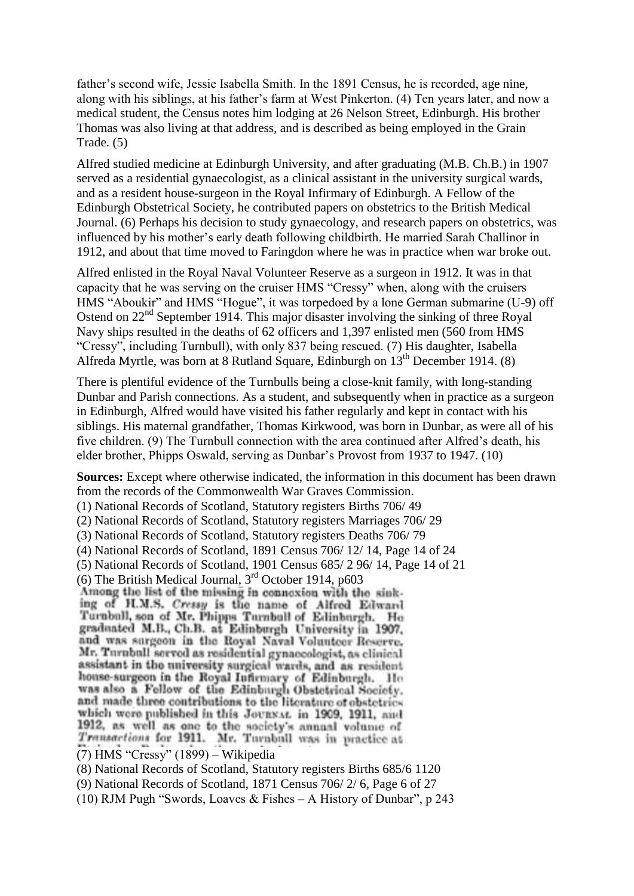father's second wife, Jessie Isabella Smith. In the 1891 Census, he is recorded, age nine, along with his siblings, at his father's farm at West Pinkerton. (4) Ten years later, and now a medical student, the Census notes him lodging at 26 Nelson Street, Edinburgh. His brother Thomas was also living at that address, and is described as being employed in the Grain Trade. (5)

Alfred studied medicine at Edinburgh University, and after graduating (M.B. Ch.B.) in 1907 served as a residential gynaecologist, as a clinical assistant in the university surgical wards, and as a resident house-surgeon in the Royal Infirmary of Edinburgh. A Fellow of the Edinburgh Obstetrical Society, he contributed papers on obstetrics to the British Medical Journal. (6) Perhaps his decision to study gynaecology, and research papers on obstetrics, was influenced by his mother's early death following childbirth. He married Sarah Challinor in 1912, and about that time moved to Faringdon where he was in practice when war broke out.

Alfred enlisted in the Royal Naval Volunteer Reserve as a surgeon in 1912. It was in that capacity that he was serving on the cruiser HMS "Cressy" when, along with the cruisers HMS "Aboukir" and HMS "Hogue", it was torpedoed by a lone German submarine (U-9) off Ostend on 22nd September 1914. This major disaster involving the sinking of three Royal Navy ships resulted in the deaths of 62 officers and 1,397 enlisted men (560 from HMS "Cressy", including Turnbull), with only 837 being rescued. (7) His daughter, Isabella Alfreda Myrtle, was born at 8 Rutland Square, Edinburgh on 13th December 1914. (8)

There is plentiful evidence of the Turnbulls being a close-knit family, with long-standing Dunbar and Parish connections. As a student, and subsequently when in practice as a surgeon in Edinburgh, Alfred would have visited his father regularly and kept in contact with his siblings. His maternal grandfather, Thomas Kirkwood, was born in Dunbar, as were all of his five children. (9) The Turnbull connection with the area continued after Alfred's death, his elder brother, Phipps Oswald, serving as Dunbar's Provost from 1937 to 1947. (10)

**Sources:** Except where otherwise indicated, the information in this document has been drawn from the records of the Commonwealth War Graves Commission.

(1) National Records of Scotland, Statutory registers Births 706/ 49
(2) National Records of Scotland, Statutory registers Marriages 706/ 29
(3) National Records of Scotland, Statutory registers Deaths 706/ 79
(4) National Records of Scotland, 1891 Census 706/ 12/ 14, Page 14 of 24
(5) National Records of Scotland, 1901 Census 685/ 2 96/ 14, Page 14 of 21
(6) The British Medical Journal, 3rd October 1914, p603

Among the list of the missing in connexion with the sinking of H.M.S. *Cressy* is the name of Alfred Edward Turnbull, son of Mr. Phipps Turnbull of Edinburgh. He graduated M.B., Ch.B. at Edinburgh University in 1907, and was surgeon in the Royal Naval Volunteer Reserve. Mr. Turnbull served as residential gynaecologist, as clinical assistant in the university surgical wards, and as resident house-surgeon in the Royal Infirmary of Edinburgh. He was also a Fellow of the Edinburgh Obstetrical Society, and made three contributions to the literature of obstetrics which were published in this JOURNAL in 1909, 1911, and 1912, as well as one to the society's annual volume of *Transactions* for 1911. Mr. Turnbull was in practice at

(7) HMS "Cressy" (1899) – Wikipedia
(8) National Records of Scotland, Statutory registers Births 685/6 1120
(9) National Records of Scotland, 1871 Census 706/ 2/ 6, Page 6 of 27
(10) RJM Pugh "Swords, Loaves & Fishes – A History of Dunbar", p 243